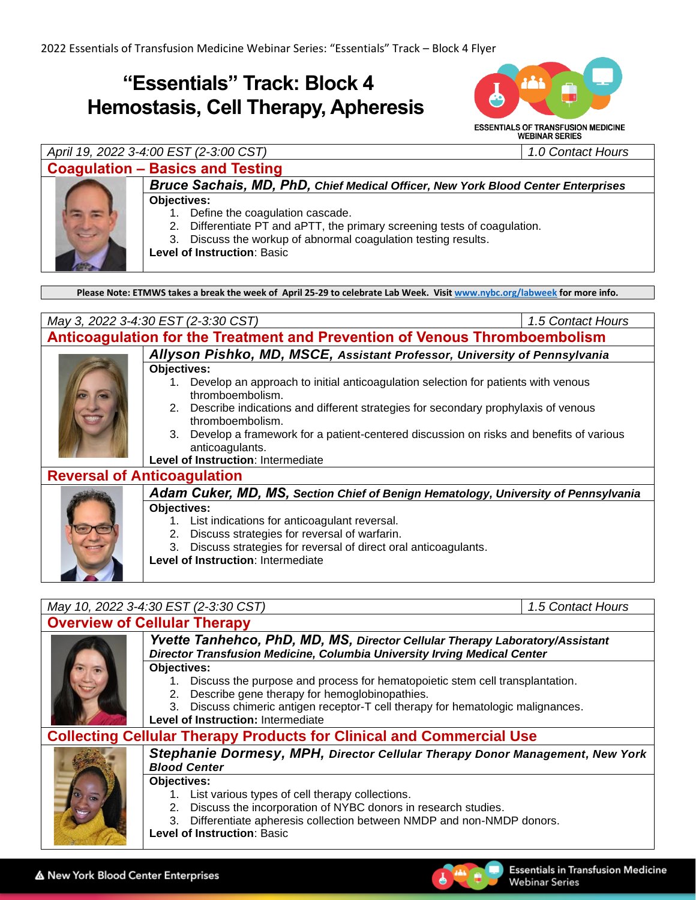2022 Essentials of Transfusion Medicine Webinar Series: "Essentials" Track – Block 4 Flyer

# "Essentials" Track: Block 4
# Hemostasis, Cell Therapy, Apheresis

ESSENTIALS OF TRANSFUSION MEDICINE WEBINAR SERIES

---

*April 19, 2022 3-4:00 EST (2-3:00 CST)* | *1.0 Contact Hours*

## Coagulation – Basics and Testing

***Bruce Sachais, MD, PhD,*** ***Chief Medical Officer, New York Blood Center Enterprises***

**Objectives:**

1. Define the coagulation cascade.
2. Differentiate PT and aPTT, the primary screening tests of coagulation.
3. Discuss the workup of abnormal coagulation testing results.

**Level of Instruction**: Basic

---

**Please Note: ETMWS takes a break the week of April 25-29 to celebrate Lab Week. Visit www.nybc.org/labweek for more info.**

---

*May 3, 2022 3-4:30 EST (2-3:30 CST)* | *1.5 Contact Hours*

## Anticoagulation for the Treatment and Prevention of Venous Thromboembolism

***Allyson Pishko, MD, MSCE,*** ***Assistant Professor, University of Pennsylvania***

**Objectives:**

1. Develop an approach to initial anticoagulation selection for patients with venous thromboembolism.
2. Describe indications and different strategies for secondary prophylaxis of venous thromboembolism.
3. Develop a framework for a patient-centered discussion on risks and benefits of various anticoagulants.

**Level of Instruction**: Intermediate

## Reversal of Anticoagulation

***Adam Cuker, MD, MS,*** ***Section Chief of Benign Hematology, University of Pennsylvania***

**Objectives:**

1. List indications for anticoagulant reversal.
2. Discuss strategies for reversal of warfarin.
3. Discuss strategies for reversal of direct oral anticoagulants.

**Level of Instruction**: Intermediate

---

*May 10, 2022 3-4:30 EST (2-3:30 CST)* | *1.5 Contact Hours*

## Overview of Cellular Therapy

***Yvette Tanhehco, PhD, MD, MS,*** ***Director Cellular Therapy Laboratory/Assistant Director Transfusion Medicine, Columbia University Irving Medical Center***

**Objectives:**

1. Discuss the purpose and process for hematopoietic stem cell transplantation.
2. Describe gene therapy for hemoglobinopathies.
3. Discuss chimeric antigen receptor-T cell therapy for hematologic malignancies.

**Level of Instruction:** Intermediate

## Collecting Cellular Therapy Products for Clinical and Commercial Use

***Stephanie Dormesy, MPH,*** ***Director Cellular Therapy Donor Management, New York Blood Center***

**Objectives:**

1. List various types of cell therapy collections.
2. Discuss the incorporation of NYBC donors in research studies.
3. Differentiate apheresis collection between NMDP and non-NMDP donors.

**Level of Instruction**: Basic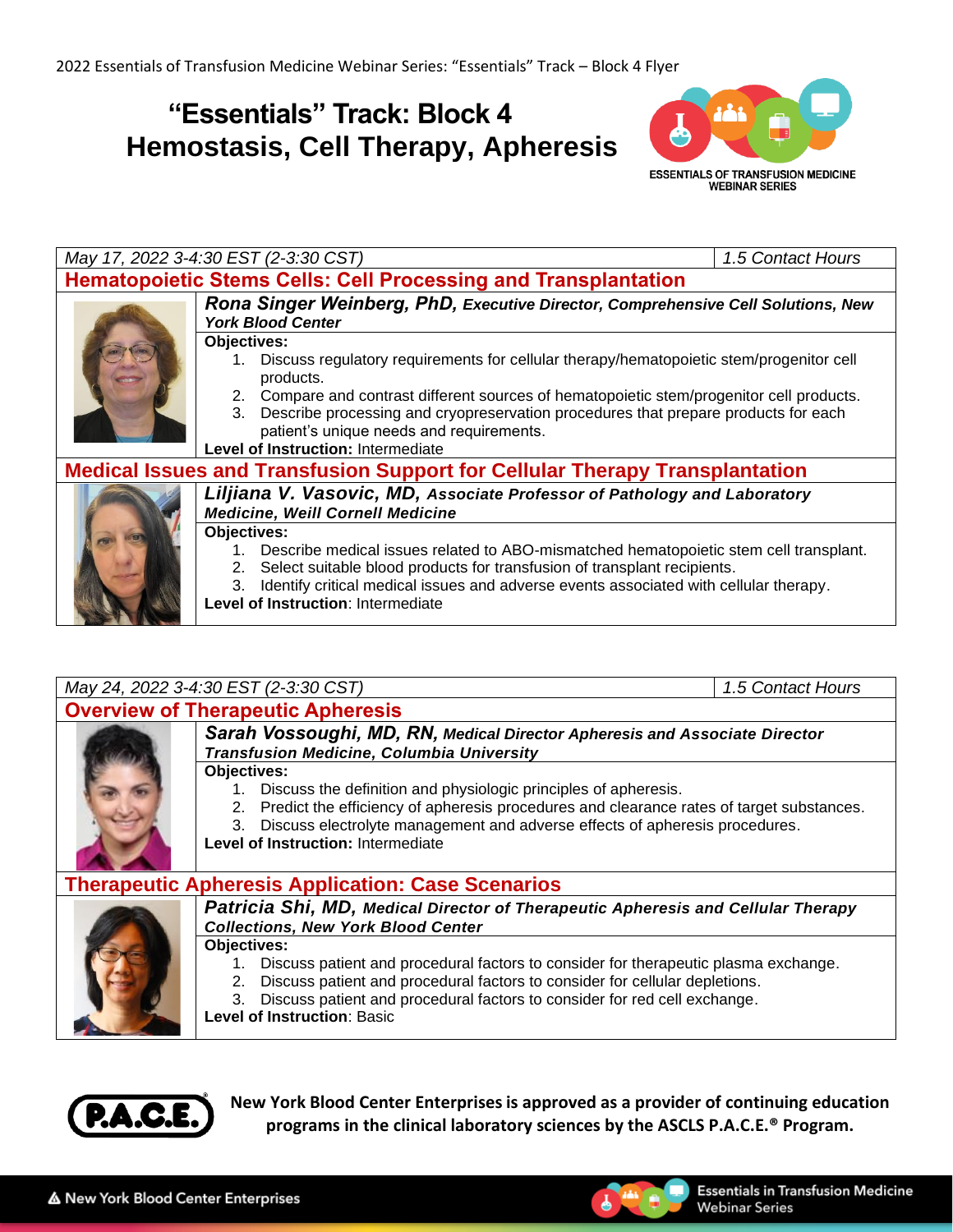2022 Essentials of Transfusion Medicine Webinar Series: "Essentials" Track – Block 4 Flyer

# "Essentials" Track: Block 4
# Hemostasis, Cell Therapy, Apheresis

ESSENTIALS OF TRANSFUSION MEDICINE WEBINAR SERIES

*May 17, 2022 3-4:30 EST (2-3:30 CST)* — *1.5 Contact Hours*

## Hematopoietic Stems Cells: Cell Processing and Transplantation

***Rona Singer Weinberg, PhD, Executive Director, Comprehensive Cell Solutions, New York Blood Center***

**Objectives:**

1. Discuss regulatory requirements for cellular therapy/hematopoietic stem/progenitor cell products.
2. Compare and contrast different sources of hematopoietic stem/progenitor cell products.
3. Describe processing and cryopreservation procedures that prepare products for each patient's unique needs and requirements.

**Level of Instruction:** Intermediate

## Medical Issues and Transfusion Support for Cellular Therapy Transplantation

***Liljiana V. Vasovic, MD, Associate Professor of Pathology and Laboratory Medicine, Weill Cornell Medicine***

**Objectives:**

1. Describe medical issues related to ABO-mismatched hematopoietic stem cell transplant.
2. Select suitable blood products for transfusion of transplant recipients.
3. Identify critical medical issues and adverse events associated with cellular therapy.

**Level of Instruction**: Intermediate

*May 24, 2022 3-4:30 EST (2-3:30 CST)* — *1.5 Contact Hours*

## Overview of Therapeutic Apheresis

***Sarah Vossoughi, MD, RN, Medical Director Apheresis and Associate Director Transfusion Medicine, Columbia University***

**Objectives:**

1. Discuss the definition and physiologic principles of apheresis.
2. Predict the efficiency of apheresis procedures and clearance rates of target substances.
3. Discuss electrolyte management and adverse effects of apheresis procedures.

**Level of Instruction:** Intermediate

## Therapeutic Apheresis Application: Case Scenarios

***Patricia Shi, MD, Medical Director of Therapeutic Apheresis and Cellular Therapy Collections, New York Blood Center***

**Objectives:**

1. Discuss patient and procedural factors to consider for therapeutic plasma exchange.
2. Discuss patient and procedural factors to consider for cellular depletions.
3. Discuss patient and procedural factors to consider for red cell exchange.

**Level of Instruction**: Basic

P.A.C.E.®

**New York Blood Center Enterprises is approved as a provider of continuing education programs in the clinical laboratory sciences by the ASCLS P.A.C.E.® Program.**

New York Blood Center Enterprises — Essentials in Transfusion Medicine Webinar Series